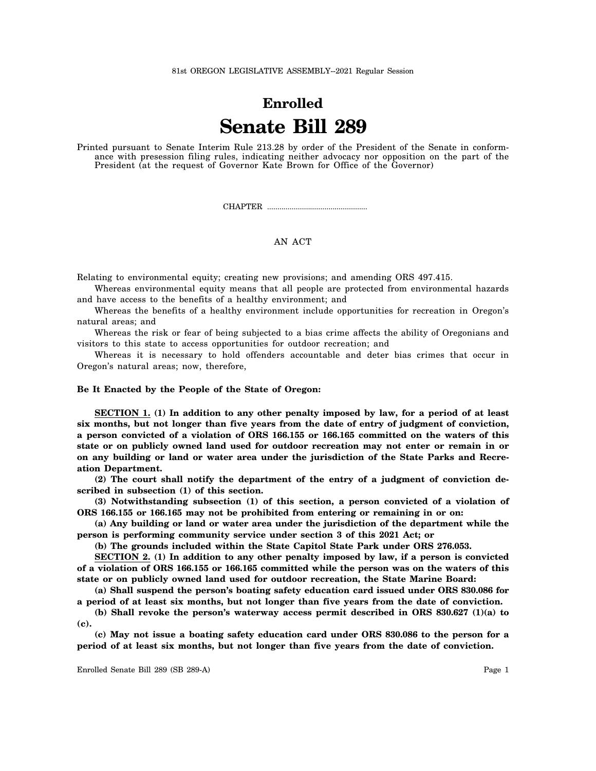81st OREGON LEGISLATIVE ASSEMBLY--2021 Regular Session

# Enrolled

# Senate Bill 289

Printed pursuant to Senate Interim Rule 213.28 by order of the President of the Senate in conformance with presession filing rules, indicating neither advocacy nor opposition on the part of the President (at the request of Governor Kate Brown for Office of the Governor)

CHAPTER ................................................

AN ACT

Relating to environmental equity; creating new provisions; and amending ORS 497.415.

Whereas environmental equity means that all people are protected from environmental hazards and have access to the benefits of a healthy environment; and

Whereas the benefits of a healthy environment include opportunities for recreation in Oregon's natural areas; and

Whereas the risk or fear of being subjected to a bias crime affects the ability of Oregonians and visitors to this state to access opportunities for outdoor recreation; and

Whereas it is necessary to hold offenders accountable and deter bias crimes that occur in Oregon's natural areas; now, therefore,

**Be It Enacted by the People of the State of Oregon:**

**SECTION 1. (1) In addition to any other penalty imposed by law, for a period of at least six months, but not longer than five years from the date of entry of judgment of conviction, a person convicted of a violation of ORS 166.155 or 166.165 committed on the waters of this state or on publicly owned land used for outdoor recreation may not enter or remain in or on any building or land or water area under the jurisdiction of the State Parks and Recreation Department.**

**(2) The court shall notify the department of the entry of a judgment of conviction described in subsection (1) of this section.**

**(3) Notwithstanding subsection (1) of this section, a person convicted of a violation of ORS 166.155 or 166.165 may not be prohibited from entering or remaining in or on:**

**(a) Any building or land or water area under the jurisdiction of the department while the person is performing community service under section 3 of this 2021 Act; or**

**(b) The grounds included within the State Capitol State Park under ORS 276.053.**

**SECTION 2. (1) In addition to any other penalty imposed by law, if a person is convicted of a violation of ORS 166.155 or 166.165 committed while the person was on the waters of this state or on publicly owned land used for outdoor recreation, the State Marine Board:**

**(a) Shall suspend the person's boating safety education card issued under ORS 830.086 for a period of at least six months, but not longer than five years from the date of conviction.**

**(b) Shall revoke the person's waterway access permit described in ORS 830.627 (1)(a) to (c).**

**(c) May not issue a boating safety education card under ORS 830.086 to the person for a period of at least six months, but not longer than five years from the date of conviction.**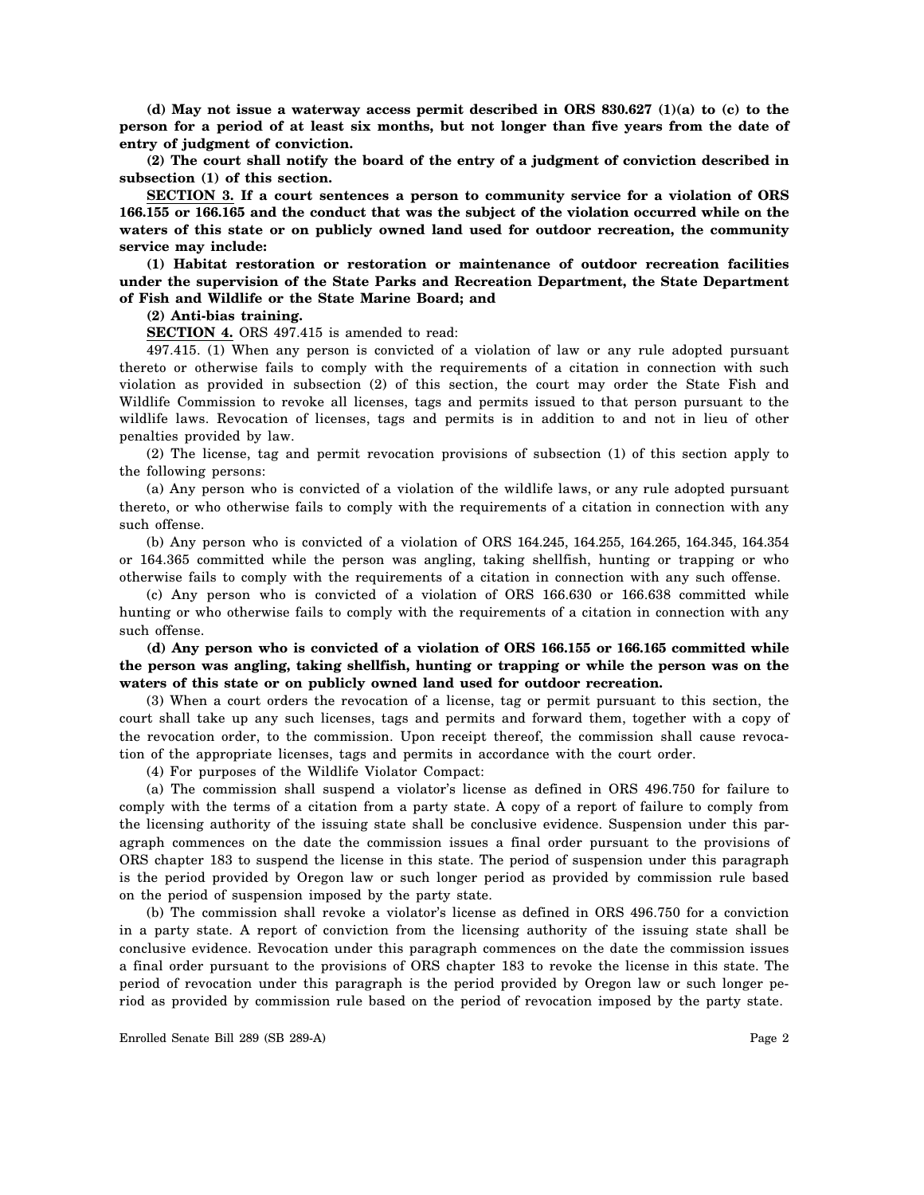**(d) May not issue a waterway access permit described in ORS 830.627 (1)(a) to (c) to the person for a period of at least six months, but not longer than five years from the date of entry of judgment of conviction.**

**(2) The court shall notify the board of the entry of a judgment of conviction described in subsection (1) of this section.**

**SECTION 3. If a court sentences a person to community service for a violation of ORS 166.155 or 166.165 and the conduct that was the subject of the violation occurred while on the waters of this state or on publicly owned land used for outdoor recreation, the community service may include:**

**(1) Habitat restoration or restoration or maintenance of outdoor recreation facilities under the supervision of the State Parks and Recreation Department, the State Department of Fish and Wildlife or the State Marine Board; and**

**(2) Anti-bias training.**

**SECTION 4.** ORS 497.415 is amended to read:

497.415. (1) When any person is convicted of a violation of law or any rule adopted pursuant thereto or otherwise fails to comply with the requirements of a citation in connection with such violation as provided in subsection (2) of this section, the court may order the State Fish and Wildlife Commission to revoke all licenses, tags and permits issued to that person pursuant to the wildlife laws. Revocation of licenses, tags and permits is in addition to and not in lieu of other penalties provided by law.

(2) The license, tag and permit revocation provisions of subsection (1) of this section apply to the following persons:

(a) Any person who is convicted of a violation of the wildlife laws, or any rule adopted pursuant thereto, or who otherwise fails to comply with the requirements of a citation in connection with any such offense.

(b) Any person who is convicted of a violation of ORS 164.245, 164.255, 164.265, 164.345, 164.354 or 164.365 committed while the person was angling, taking shellfish, hunting or trapping or who otherwise fails to comply with the requirements of a citation in connection with any such offense.

(c) Any person who is convicted of a violation of ORS 166.630 or 166.638 committed while hunting or who otherwise fails to comply with the requirements of a citation in connection with any such offense.

**(d) Any person who is convicted of a violation of ORS 166.155 or 166.165 committed while the person was angling, taking shellfish, hunting or trapping or while the person was on the waters of this state or on publicly owned land used for outdoor recreation.**

(3) When a court orders the revocation of a license, tag or permit pursuant to this section, the court shall take up any such licenses, tags and permits and forward them, together with a copy of the revocation order, to the commission. Upon receipt thereof, the commission shall cause revocation of the appropriate licenses, tags and permits in accordance with the court order.

(4) For purposes of the Wildlife Violator Compact:

(a) The commission shall suspend a violator's license as defined in ORS 496.750 for failure to comply with the terms of a citation from a party state. A copy of a report of failure to comply from the licensing authority of the issuing state shall be conclusive evidence. Suspension under this paragraph commences on the date the commission issues a final order pursuant to the provisions of ORS chapter 183 to suspend the license in this state. The period of suspension under this paragraph is the period provided by Oregon law or such longer period as provided by commission rule based on the period of suspension imposed by the party state.

(b) The commission shall revoke a violator's license as defined in ORS 496.750 for a conviction in a party state. A report of conviction from the licensing authority of the issuing state shall be conclusive evidence. Revocation under this paragraph commences on the date the commission issues a final order pursuant to the provisions of ORS chapter 183 to revoke the license in this state. The period of revocation under this paragraph is the period provided by Oregon law or such longer period as provided by commission rule based on the period of revocation imposed by the party state.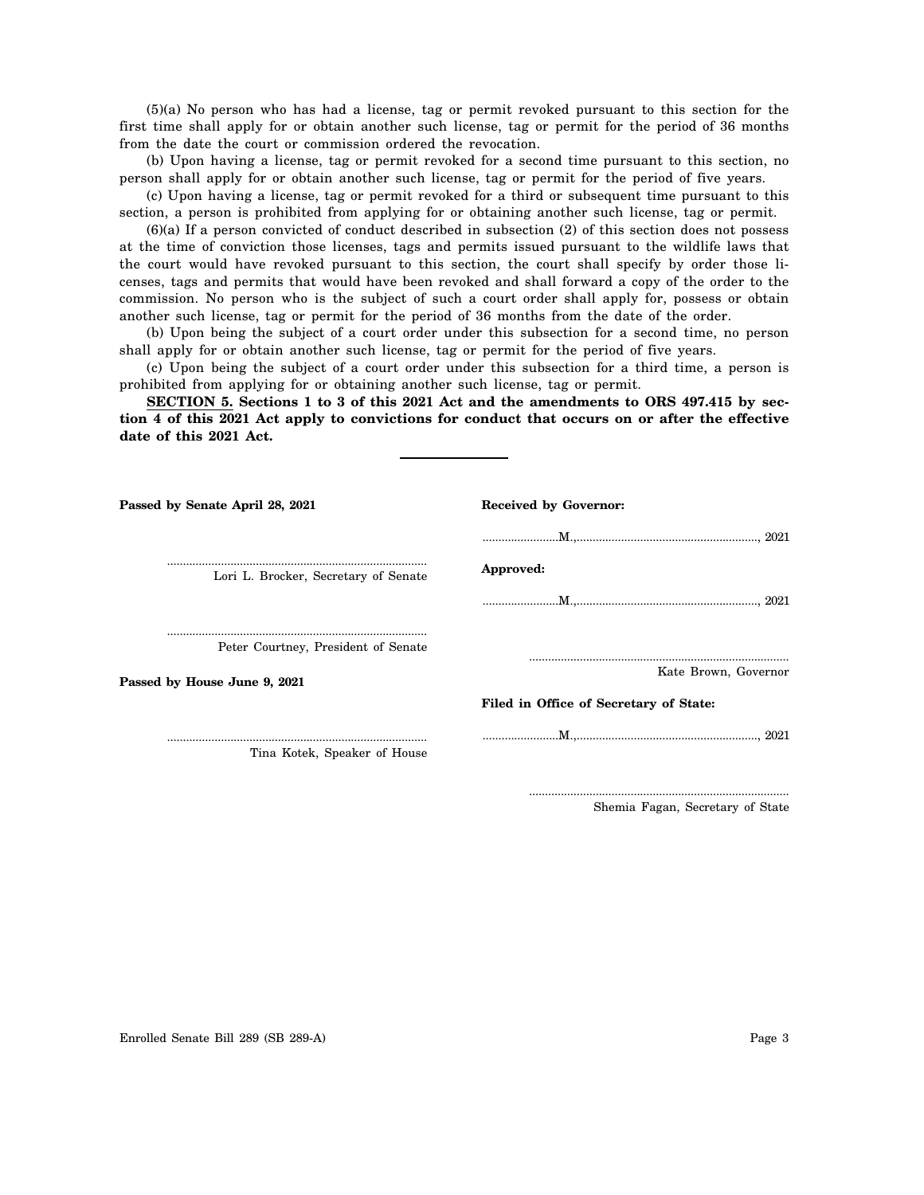(5)(a) No person who has had a license, tag or permit revoked pursuant to this section for the first time shall apply for or obtain another such license, tag or permit for the period of 36 months from the date the court or commission ordered the revocation.

(b) Upon having a license, tag or permit revoked for a second time pursuant to this section, no person shall apply for or obtain another such license, tag or permit for the period of five years.

(c) Upon having a license, tag or permit revoked for a third or subsequent time pursuant to this section, a person is prohibited from applying for or obtaining another such license, tag or permit.

(6)(a) If a person convicted of conduct described in subsection (2) of this section does not possess at the time of conviction those licenses, tags and permits issued pursuant to the wildlife laws that the court would have revoked pursuant to this section, the court shall specify by order those licenses, tags and permits that would have been revoked and shall forward a copy of the order to the commission. No person who is the subject of such a court order shall apply for, possess or obtain another such license, tag or permit for the period of 36 months from the date of the order.

(b) Upon being the subject of a court order under this subsection for a second time, no person shall apply for or obtain another such license, tag or permit for the period of five years.

(c) Upon being the subject of a court order under this subsection for a third time, a person is prohibited from applying for or obtaining another such license, tag or permit.

**SECTION 5. Sections 1 to 3 of this 2021 Act and the amendments to ORS 497.415 by section 4 of this 2021 Act apply to convictions for conduct that occurs on or after the effective date of this 2021 Act.**

---

**Passed by Senate April 28, 2021**

..................................................................................
Lori L. Brocker, Secretary of Senate

..................................................................................
Peter Courtney, President of Senate

**Passed by House June 9, 2021**

..................................................................................
Tina Kotek, Speaker of House

**Received by Governor:**

........................M.,........................................................., 2021

**Approved:**

........................M.,........................................................., 2021

..................................................................................
Kate Brown, Governor

**Filed in Office of Secretary of State:**

........................M.,........................................................., 2021

..................................................................................
Shemia Fagan, Secretary of State

Enrolled Senate Bill 289 (SB 289-A)